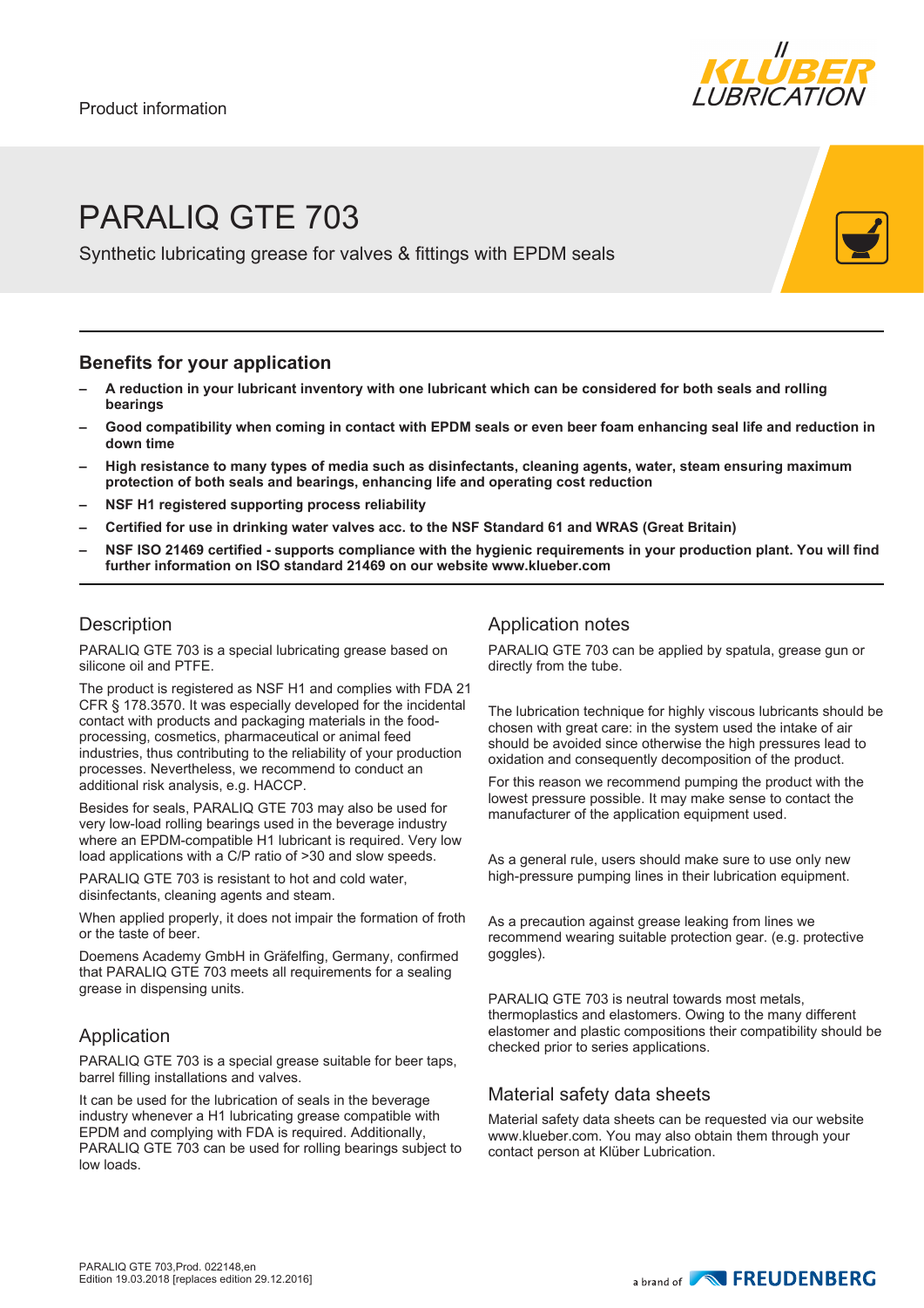Product information

# PARALIQ GTE 703

Synthetic lubricating grease for valves & fittings with EPDM seals

## Benefits for your application

- **A reduction in your lubricant inventory with one lubricant which can be considered for both seals and rolling bearings**
- **Good compatibility when coming in contact with EPDM seals or even beer foam enhancing seal life and reduction in down time**
- **High resistance to many types of media such as disinfectants, cleaning agents, water, steam ensuring maximum protection of both seals and bearings, enhancing life and operating cost reduction**
- **NSF H1 registered supporting process reliability**
- **Certified for use in drinking water valves acc. to the NSF Standard 61 and WRAS (Great Britain)**
- **NSF ISO 21469 certified - supports compliance with the hygienic requirements in your production plant. You will find further information on ISO standard 21469 on our website www.klueber.com**

## Description

PARALIQ GTE 703 is a special lubricating grease based on silicone oil and PTFE.

The product is registered as NSF H1 and complies with FDA 21 CFR § 178.3570. It was especially developed for the incidental contact with products and packaging materials in the food-processing, cosmetics, pharmaceutical or animal feed industries, thus contributing to the reliability of your production processes. Nevertheless, we recommend to conduct an additional risk analysis, e.g. HACCP.

Besides for seals, PARALIQ GTE 703 may also be used for very low-load rolling bearings used in the beverage industry where an EPDM-compatible H1 lubricant is required. Very low load applications with a C/P ratio of >30 and slow speeds.

PARALIQ GTE 703 is resistant to hot and cold water, disinfectants, cleaning agents and steam.

When applied properly, it does not impair the formation of froth or the taste of beer.

Doemens Academy GmbH in Gräfelfing, Germany, confirmed that PARALIQ GTE 703 meets all requirements for a sealing grease in dispensing units.

## Application

PARALIQ GTE 703 is a special grease suitable for beer taps, barrel filling installations and valves.

It can be used for the lubrication of seals in the beverage industry whenever a H1 lubricating grease compatible with EPDM and complying with FDA is required. Additionally, PARALIQ GTE 703 can be used for rolling bearings subject to low loads.

## Application notes

PARALIQ GTE 703 can be applied by spatula, grease gun or directly from the tube.

The lubrication technique for highly viscous lubricants should be chosen with great care: in the system used the intake of air should be avoided since otherwise the high pressures lead to oxidation and consequently decomposition of the product.

For this reason we recommend pumping the product with the lowest pressure possible. It may make sense to contact the manufacturer of the application equipment used.

As a general rule, users should make sure to use only new high-pressure pumping lines in their lubrication equipment.

As a precaution against grease leaking from lines we recommend wearing suitable protection gear. (e.g. protective goggles).

PARALIQ GTE 703 is neutral towards most metals, thermoplastics and elastomers. Owing to the many different elastomer and plastic compositions their compatibility should be checked prior to series applications.

## Material safety data sheets

Material safety data sheets can be requested via our website www.klueber.com. You may also obtain them through your contact person at Klüber Lubrication.

PARALIQ GTE 703,Prod. 022148,en
Edition 19.03.2018 [replaces edition 29.12.2016]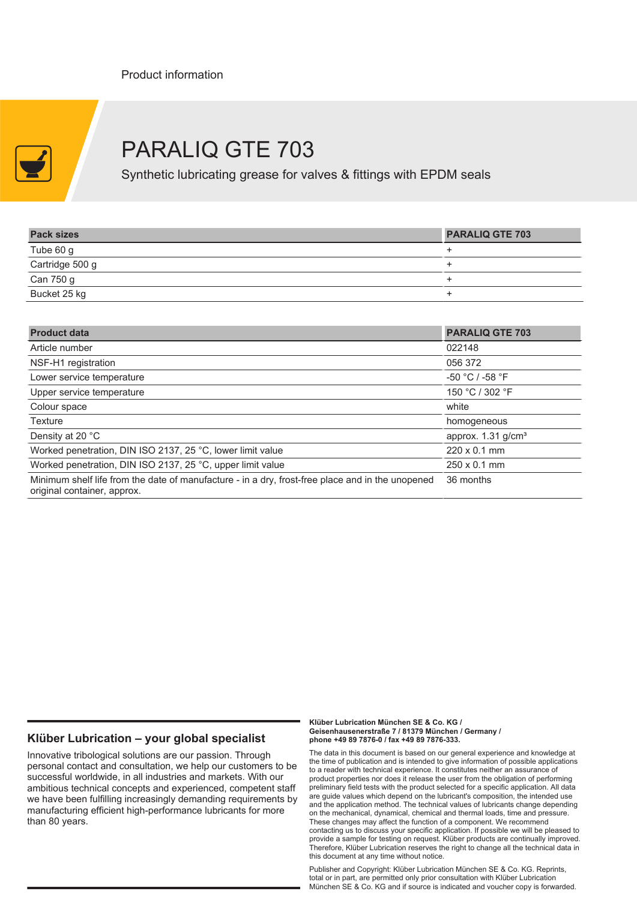Product information

# PARALIQ GTE 703

Synthetic lubricating grease for valves & fittings with EPDM seals

| Pack sizes | PARALIQ GTE 703 |
|---|---|
| Tube 60 g | + |
| Cartridge 500 g | + |
| Can 750 g | + |
| Bucket 25 kg | + |

| Product data | PARALIQ GTE 703 |
|---|---|
| Article number | 022148 |
| NSF-H1 registration | 056 372 |
| Lower service temperature | -50 °C / -58 °F |
| Upper service temperature | 150 °C / 302 °F |
| Colour space | white |
| Texture | homogeneous |
| Density at 20 °C | approx. 1.31 g/cm³ |
| Worked penetration, DIN ISO 2137, 25 °C, lower limit value | 220 x 0.1 mm |
| Worked penetration, DIN ISO 2137, 25 °C, upper limit value | 250 x 0.1 mm |
| Minimum shelf life from the date of manufacture - in a dry, frost-free place and in the unopened original container, approx. | 36 months |

## Klüber Lubrication – your global specialist

Innovative tribological solutions are our passion. Through personal contact and consultation, we help our customers to be successful worldwide, in all industries and markets. With our ambitious technical concepts and experienced, competent staff we have been fulfilling increasingly demanding requirements by manufacturing efficient high-performance lubricants for more than 80 years.

**Klüber Lubrication München SE & Co. KG / Geisenhausenerstraße 7 / 81379 München / Germany / phone +49 89 7876-0 / fax +49 89 7876-333.**

The data in this document is based on our general experience and knowledge at the time of publication and is intended to give information of possible applications to a reader with technical experience. It constitutes neither an assurance of product properties nor does it release the user from the obligation of performing preliminary field tests with the product selected for a specific application. All data are guide values which depend on the lubricant's composition, the intended use and the application method. The technical values of lubricants change depending on the mechanical, dynamical, chemical and thermal loads, time and pressure. These changes may affect the function of a component. We recommend contacting us to discuss your specific application. If possible we will be pleased to provide a sample for testing on request. Klüber products are continually improved. Therefore, Klüber Lubrication reserves the right to change all the technical data in this document at any time without notice.

Publisher and Copyright: Klüber Lubrication München SE & Co. KG. Reprints, total or in part, are permitted only prior consultation with Klüber Lubrication München SE & Co. KG and if source is indicated and voucher copy is forwarded.